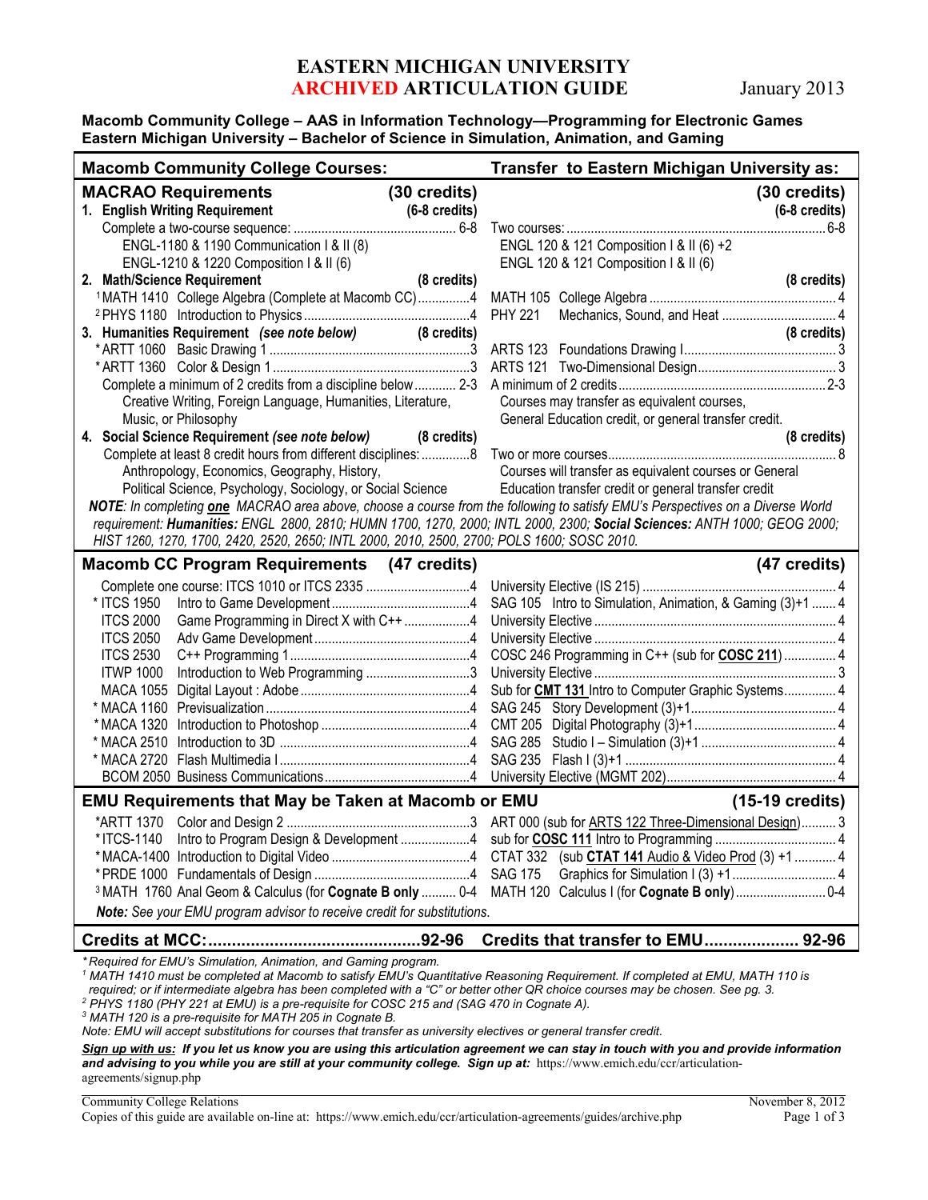# EASTERN MICHIGAN UNIVERSITY ARCHIVED ARTICULATION GUIDE

January 2013

**Macomb Community College – AAS in Information Technology—Programming for Electronic Games**
**Eastern Michigan University – Bachelor of Science in Simulation, Animation, and Gaming**

| Macomb Community College Courses: | | Transfer to Eastern Michigan University as: | |
|---|---|---|---|
| **MACRAO Requirements** | **(30 credits)** | | **(30 credits)** |
| **1. English Writing Requirement** | **(6-8 credits)** | | **(6-8 credits)** |
| Complete a two-course sequence: | 6-8 | Two courses: | 6-8 |
| ENGL-1180 & 1190 Communication I & II (8) | | ENGL 120 & 121 Composition I & II (6) +2 | |
| ENGL-1210 & 1220 Composition I & II (6) | | ENGL 120 & 121 Composition I & II (6) | |
| **2. Math/Science Requirement** | **(8 credits)** | | **(8 credits)** |
| [1]MATH 1410 College Algebra (Complete at Macomb CC) | 4 | MATH 105 College Algebra | 4 |
| [2]PHYS 1180 Introduction to Physics | 4 | PHY 221 Mechanics, Sound, and Heat | 4 |
| **3. Humanities Requirement** *(see note below)* | **(8 credits)** | | **(8 credits)** |
| *ARTT 1060 Basic Drawing 1 | 3 | ARTS 123 Foundations Drawing I | 3 |
| *ARTT 1360 Color & Design 1 | 3 | ARTS 121 Two-Dimensional Design | 3 |
| Complete a minimum of 2 credits from a discipline below | 2-3 | A minimum of 2 credits | 2-3 |
| Creative Writing, Foreign Language, Humanities, Literature, Music, or Philosophy | | Courses may transfer as equivalent courses, General Education credit, or general transfer credit. | |
| **4. Social Science Requirement** ***(see note below)*** | **(8 credits)** | | **(8 credits)** |
| Complete at least 8 credit hours from different disciplines: | 8 | Two or more courses | 8 |
| Anthropology, Economics, Geography, History, Political Science, Psychology, Sociology, or Social Science | | Courses will transfer as equivalent courses or General Education transfer credit or general transfer credit | |

***NOTE**: In completing **one** MACRAO area above, choose a course from the following to satisfy EMU's Perspectives on a Diverse World requirement: **Humanities:** ENGL 2800, 2810; HUMN 1700, 1270, 2000; INTL 2000, 2300; **Social Sciences:** ANTH 1000; GEOG 2000; HIST 1260, 1270, 1700, 2420, 2520, 2650; INTL 2000, 2010, 2500, 2700; POLS 1600; SOSC 2010.*

| Macomb CC Program Requirements | (47 credits) | | (47 credits) |
|---|---|---|---|
| Complete one course: ITCS 1010 or ITCS 2335 | 4 | University Elective (IS 215) | 4 |
| * ITCS 1950 Intro to Game Development | 4 | SAG 105 Intro to Simulation, Animation, & Gaming (3)+1 | 4 |
| ITCS 2000 Game Programming in Direct X with C++ | 4 | University Elective | 4 |
| ITCS 2050 Adv Game Development | 4 | University Elective | 4 |
| ITCS 2530 C++ Programming 1 | 4 | COSC 246 Programming in C++ (sub for **COSC 211**) | 4 |
| ITWP 1000 Introduction to Web Programming | 3 | University Elective | 3 |
| MACA 1055 Digital Layout : Adobe | 4 | Sub for **CMT 131** Intro to Computer Graphic Systems | 4 |
| * MACA 1160 Previsualization | 4 | SAG 245 Story Development (3)+1 | 4 |
| * MACA 1320 Introduction to Photoshop | 4 | CMT 205 Digital Photography (3)+1 | 4 |
| * MACA 2510 Introduction to 3D | 4 | SAG 285 Studio I – Simulation (3)+1 | 4 |
| * MACA 2720 Flash Multimedia I | 4 | SAG 235 Flash I (3)+1 | 4 |
| BCOM 2050 Business Communications | 4 | University Elective (MGMT 202) | 4 |

| EMU Requirements that May be Taken at Macomb or EMU | | | (15-19 credits) |
|---|---|---|---|
| *ARTT 1370 Color and Design 2 | 3 | ART 000 (sub for ARTS 122 Three-Dimensional Design) | 3 |
| *ITCS-1140 Intro to Program Design & Development | 4 | sub for **COSC 111** Intro to Programming | 4 |
| *MACA-1400 Introduction to Digital Video | 4 | CTAT 332 (sub **CTAT 141** Audio & Video Prod (3) +1 | 4 |
| *PRDE 1000 Fundamentals of Design | 4 | SAG 175 Graphics for Simulation I (3) +1 | 4 |
| [3]MATH 1760 Anal Geom & Calculus (for **Cognate B only** | 0-4 | MATH 120 Calculus I (for **Cognate B only**) | 0-4 |

***Note:** See your EMU program advisor to receive credit for substitutions.*

| **Credits at MCC:** | **92-96** | **Credits that transfer to EMU** | **92-96** |
|---|---|---|---|

*\* Required for EMU's Simulation, Animation, and Gaming program.*

*[1] MATH 1410 must be completed at Macomb to satisfy EMU's Quantitative Reasoning Requirement. If completed at EMU, MATH 110 is required; or if intermediate algebra has been completed with a "C" or better other QR choice courses may be chosen. See pg. 3.*

*[2] PHYS 1180 (PHY 221 at EMU) is a pre-requisite for COSC 215 and (SAG 470 in Cognate A).*

*[3] MATH 120 is a pre-requisite for MATH 205 in Cognate B.*

*Note: EMU will accept substitutions for courses that transfer as university electives or general transfer credit.*

***Sign up with us:** If you let us know you are using this articulation agreement we can stay in touch with you and provide information and advising to you while you are still at your community college. Sign up at:* https://www.emich.edu/ccr/articulation-agreements/signup.php

Community College Relations — November 8, 2012

Copies of this guide are available on-line at: https://www.emich.edu/ccr/articulation-agreements/guides/archive.php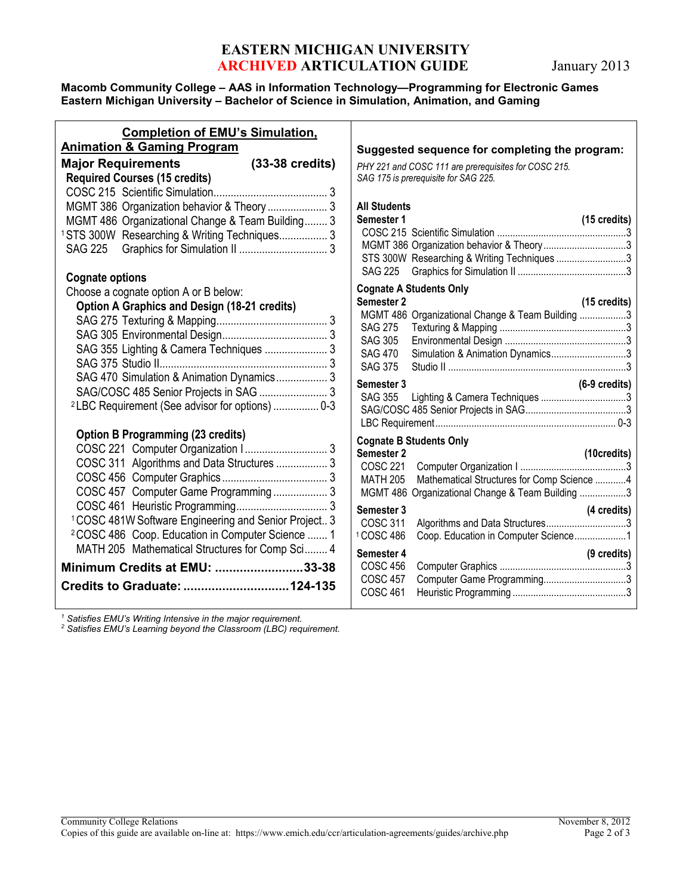# EASTERN MICHIGAN UNIVERSITY
# ARCHIVED ARTICULATION GUIDE

January 2013

**Macomb Community College – AAS in Information Technology—Programming for Electronic Games**
**Eastern Michigan University – Bachelor of Science in Simulation, Animation, and Gaming**

## Completion of EMU's Simulation, Animation & Gaming Program

### Major Requirements (33-38 credits)

**Required Courses (15 credits)**

| Course | Title | Credits |
|---|---|---|
| COSC 215 | Scientific Simulation | 3 |
| MGMT 386 | Organization behavior & Theory | 3 |
| MGMT 486 | Organizational Change & Team Building | 3 |
| [1] STS 300W | Researching & Writing Techniques | 3 |
| SAG 225 | Graphics for Simulation II | 3 |

**Cognate options**

Choose a cognate option A or B below:

**Option A Graphics and Design (18-21 credits)**

| Course | Title | Credits |
|---|---|---|
| SAG 275 | Texturing & Mapping | 3 |
| SAG 305 | Environmental Design | 3 |
| SAG 355 | Lighting & Camera Techniques | 3 |
| SAG 375 | Studio II | 3 |
| SAG 470 | Simulation & Animation Dynamics | 3 |
| SAG/COSC 485 | Senior Projects in SAG | 3 |
| [2] LBC Requirement (See advisor for options) | | 0-3 |

**Option B Programming (23 credits)**

| Course | Title | Credits |
|---|---|---|
| COSC 221 | Computer Organization I | 3 |
| COSC 311 | Algorithms and Data Structures | 3 |
| COSC 456 | Computer Graphics | 3 |
| COSC 457 | Computer Game Programming | 3 |
| COSC 461 | Heuristic Programming | 3 |
| [1] COSC 481W | Software Engineering and Senior Project | 3 |
| [2] COSC 486 | Coop. Education in Computer Science | 1 |
| MATH 205 | Mathematical Structures for Comp Sci | 4 |

**Minimum Credits at EMU: 33-38**

**Credits to Graduate: 124-135**

## Suggested sequence for completing the program:

*PHY 221 and COSC 111 are prerequisites for COSC 215.*
*SAG 175 is prerequisite for SAG 225.*

### All Students

**Semester 1 (15 credits)**

| Course | Title | Credits |
|---|---|---|
| COSC 215 | Scientific Simulation | 3 |
| MGMT 386 | Organization behavior & Theory | 3 |
| STS 300W | Researching & Writing Techniques | 3 |
| SAG 225 | Graphics for Simulation II | 3 |

### Cognate A Students Only

**Semester 2 (15 credits)**

| Course | Title | Credits |
|---|---|---|
| MGMT 486 | Organizational Change & Team Building | 3 |
| SAG 275 | Texturing & Mapping | 3 |
| SAG 305 | Environmental Design | 3 |
| SAG 470 | Simulation & Animation Dynamics | 3 |
| SAG 375 | Studio II | 3 |

**Semester 3 (6-9 credits)**

| Course | Title | Credits |
|---|---|---|
| SAG 355 | Lighting & Camera Techniques | 3 |
| SAG/COSC 485 | Senior Projects in SAG | 3 |
| LBC Requirement | | 0-3 |

### Cognate B Students Only

**Semester 2 (10credits)**

| Course | Title | Credits |
|---|---|---|
| COSC 221 | Computer Organization I | 3 |
| MATH 205 | Mathematical Structures for Comp Science | 4 |
| MGMT 486 | Organizational Change & Team Building | 3 |

**Semester 3 (4 credits)**

| Course | Title | Credits |
|---|---|---|
| COSC 311 | Algorithms and Data Structures | 3 |
| [1] COSC 486 | Coop. Education in Computer Science | 1 |

**Semester 4 (9 credits)**

| Course | Title | Credits |
|---|---|---|
| COSC 456 | Computer Graphics | 3 |
| COSC 457 | Computer Game Programming | 3 |
| COSC 461 | Heuristic Programming | 3 |

*[1] Satisfies EMU's Writing Intensive in the major requirement.*
*[2] Satisfies EMU's Learning beyond the Classroom (LBC) requirement.*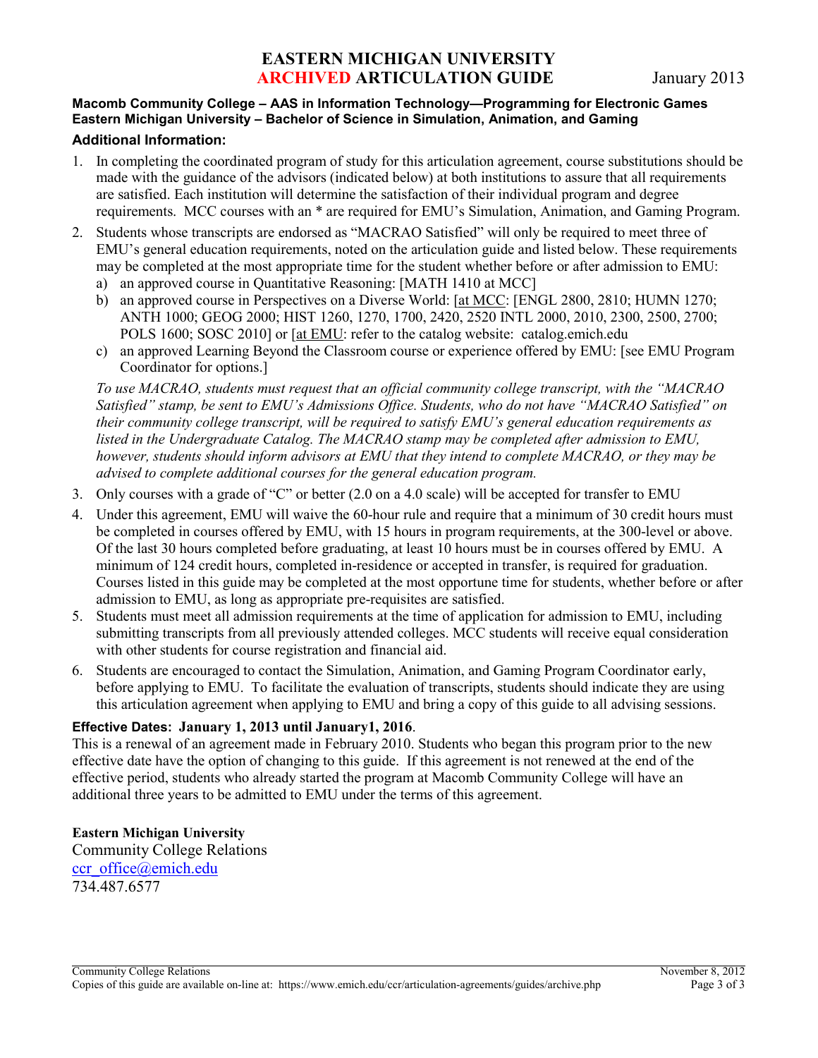# EASTERN MICHIGAN UNIVERSITY
## ARCHIVED ARTICULATION GUIDE

January 2013

**Macomb Community College – AAS in Information Technology—Programming for Electronic Games**
**Eastern Michigan University – Bachelor of Science in Simulation, Animation, and Gaming**

### Additional Information:

1. In completing the coordinated program of study for this articulation agreement, course substitutions should be made with the guidance of the advisors (indicated below) at both institutions to assure that all requirements are satisfied. Each institution will determine the satisfaction of their individual program and degree requirements. MCC courses with an * are required for EMU's Simulation, Animation, and Gaming Program.
2. Students whose transcripts are endorsed as "MACRAO Satisfied" will only be required to meet three of EMU's general education requirements, noted on the articulation guide and listed below. These requirements may be completed at the most appropriate time for the student whether before or after admission to EMU:
   a) an approved course in Quantitative Reasoning: [MATH 1410 at MCC]
   b) an approved course in Perspectives on a Diverse World: [at MCC: [ENGL 2800, 2810; HUMN 1270; ANTH 1000; GEOG 2000; HIST 1260, 1270, 1700, 2420, 2520 INTL 2000, 2010, 2300, 2500, 2700; POLS 1600; SOSC 2010] or [at EMU: refer to the catalog website: catalog.emich.edu
   c) an approved Learning Beyond the Classroom course or experience offered by EMU: [see EMU Program Coordinator for options.]

   *To use MACRAO, students must request that an official community college transcript, with the "MACRAO Satisfied" stamp, be sent to EMU's Admissions Office. Students, who do not have "MACRAO Satisfied" on their community college transcript, will be required to satisfy EMU's general education requirements as listed in the Undergraduate Catalog. The MACRAO stamp may be completed after admission to EMU, however, students should inform advisors at EMU that they intend to complete MACRAO, or they may be advised to complete additional courses for the general education program.*
3. Only courses with a grade of "C" or better (2.0 on a 4.0 scale) will be accepted for transfer to EMU
4. Under this agreement, EMU will waive the 60-hour rule and require that a minimum of 30 credit hours must be completed in courses offered by EMU, with 15 hours in program requirements, at the 300-level or above. Of the last 30 hours completed before graduating, at least 10 hours must be in courses offered by EMU. A minimum of 124 credit hours, completed in-residence or accepted in transfer, is required for graduation. Courses listed in this guide may be completed at the most opportune time for students, whether before or after admission to EMU, as long as appropriate pre-requisites are satisfied.
5. Students must meet all admission requirements at the time of application for admission to EMU, including submitting transcripts from all previously attended colleges. MCC students will receive equal consideration with other students for course registration and financial aid.
6. Students are encouraged to contact the Simulation, Animation, and Gaming Program Coordinator early, before applying to EMU. To facilitate the evaluation of transcripts, students should indicate they are using this articulation agreement when applying to EMU and bring a copy of this guide to all advising sessions.

**Effective Dates: January 1, 2013 until January1, 2016**.
This is a renewal of an agreement made in February 2010. Students who began this program prior to the new effective date have the option of changing to this guide. If this agreement is not renewed at the end of the effective period, students who already started the program at Macomb Community College will have an additional three years to be admitted to EMU under the terms of this agreement.

**Eastern Michigan University**
Community College Relations
ccr_office@emich.edu
734.487.6577

Community College Relations — November 8, 2012
Copies of this guide are available on-line at: https://www.emich.edu/ccr/articulation-agreements/guides/archive.php